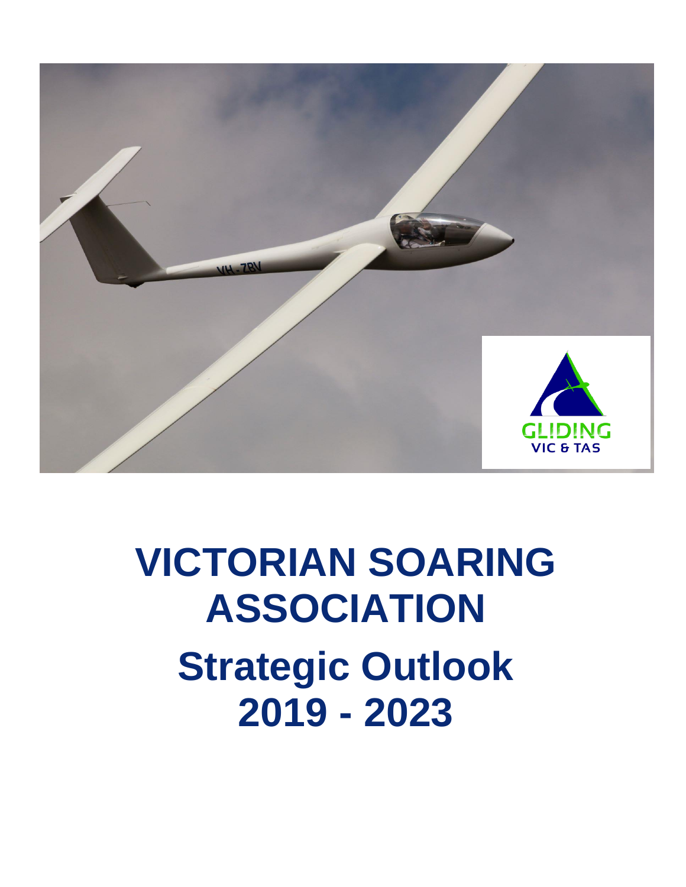# VICTORIAN SOARING ASSOCIATION

## Strategic Outlook 2019 - 2023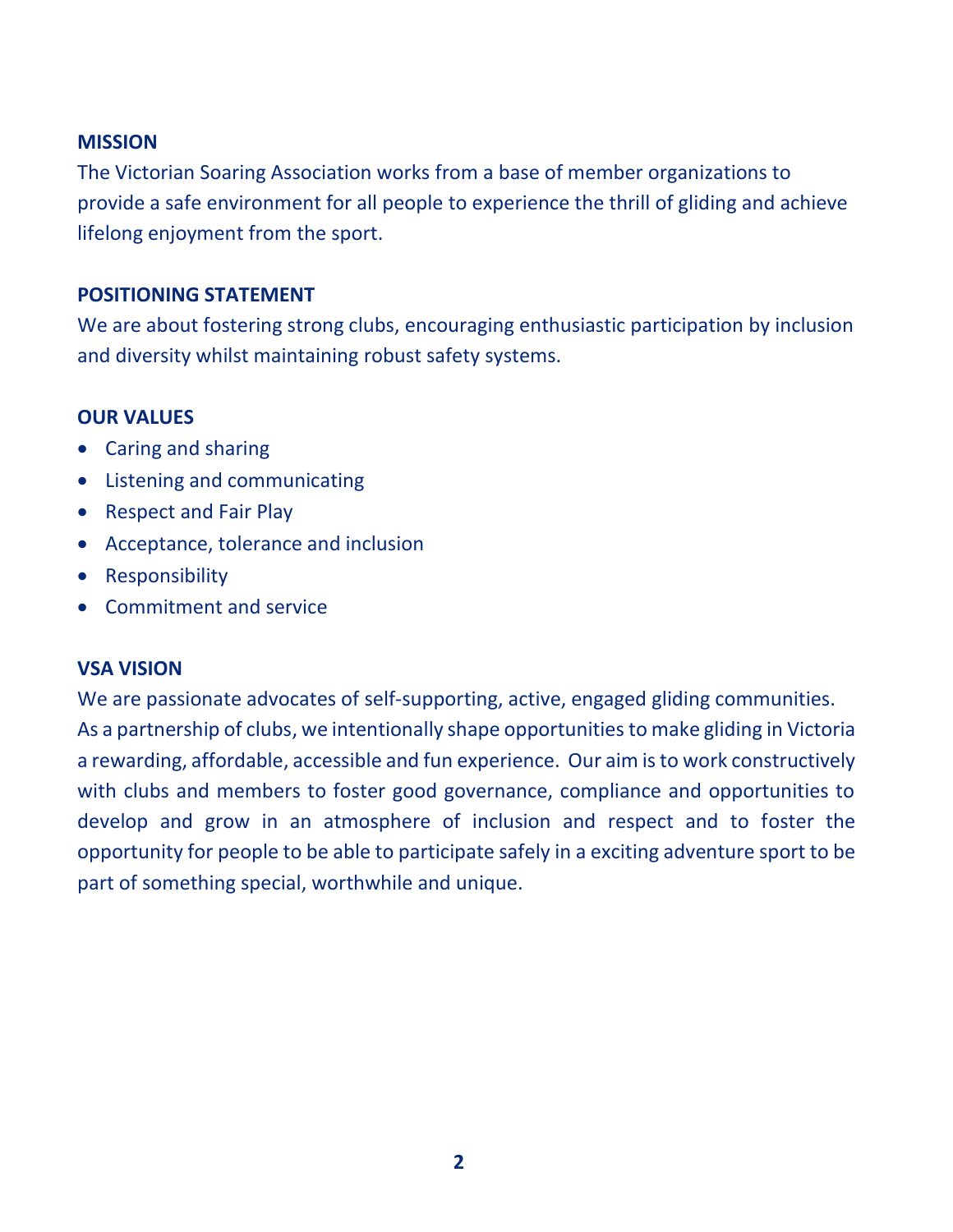**MISSION**

The Victorian Soaring Association works from a base of member organizations to provide a safe environment for all people to experience the thrill of gliding and achieve lifelong enjoyment from the sport.

**POSITIONING STATEMENT**

We are about fostering strong clubs, encouraging enthusiastic participation by inclusion and diversity whilst maintaining robust safety systems.

**OUR VALUES**

- Caring and sharing
- Listening and communicating
- Respect and Fair Play
- Acceptance, tolerance and inclusion
- Responsibility
- Commitment and service

**VSA VISION**

We are passionate advocates of self-supporting, active, engaged gliding communities. As a partnership of clubs, we intentionally shape opportunities to make gliding in Victoria a rewarding, affordable, accessible and fun experience. Our aim is to work constructively with clubs and members to foster good governance, compliance and opportunities to develop and grow in an atmosphere of inclusion and respect and to foster the opportunity for people to be able to participate safely in a exciting adventure sport to be part of something special, worthwhile and unique.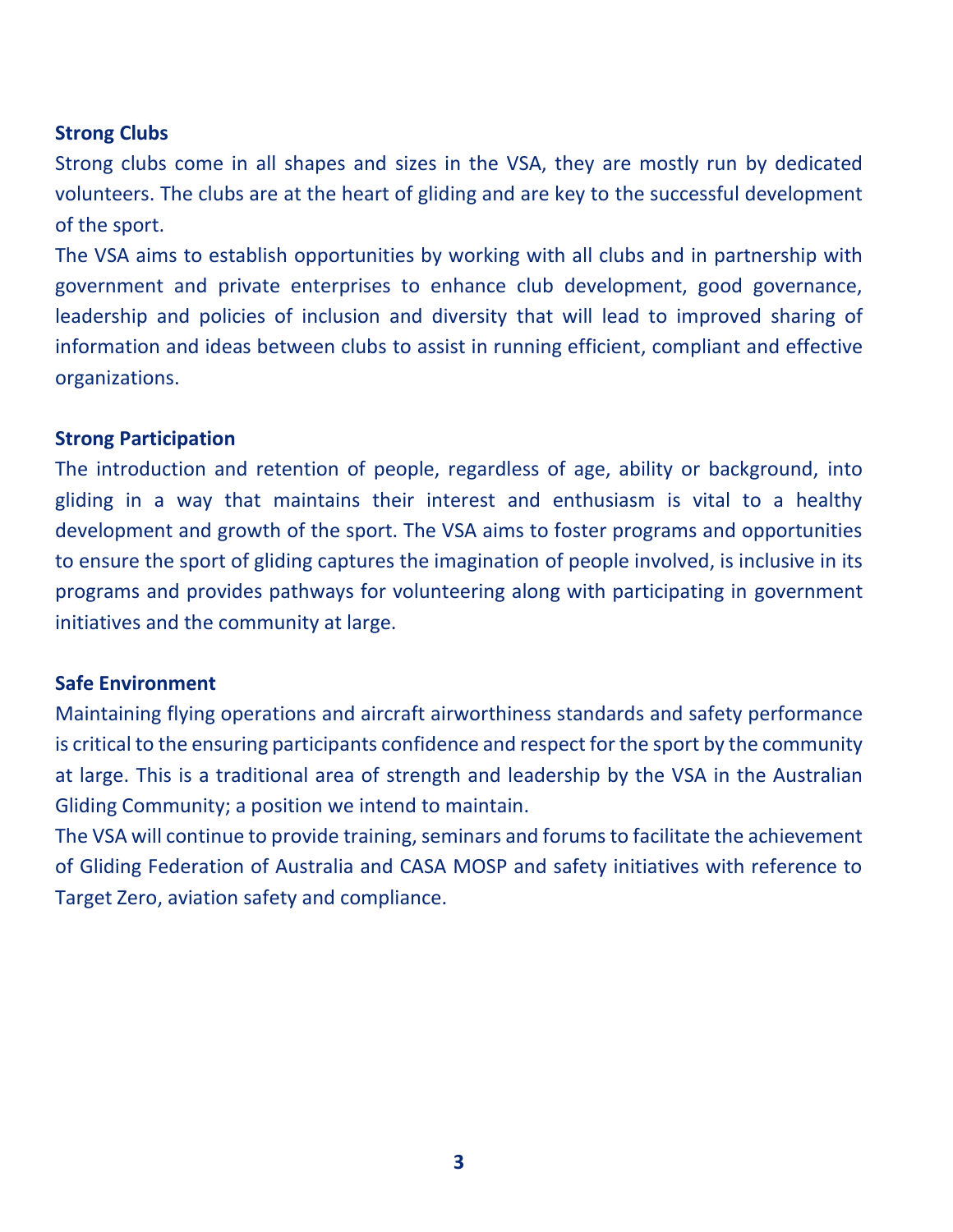**Strong Clubs**

Strong clubs come in all shapes and sizes in the VSA, they are mostly run by dedicated volunteers. The clubs are at the heart of gliding and are key to the successful development of the sport.

The VSA aims to establish opportunities by working with all clubs and in partnership with government and private enterprises to enhance club development, good governance, leadership and policies of inclusion and diversity that will lead to improved sharing of information and ideas between clubs to assist in running efficient, compliant and effective organizations.

**Strong Participation**

The introduction and retention of people, regardless of age, ability or background, into gliding in a way that maintains their interest and enthusiasm is vital to a healthy development and growth of the sport. The VSA aims to foster programs and opportunities to ensure the sport of gliding captures the imagination of people involved, is inclusive in its programs and provides pathways for volunteering along with participating in government initiatives and the community at large.

**Safe Environment**

Maintaining flying operations and aircraft airworthiness standards and safety performance is critical to the ensuring participants confidence and respect for the sport by the community at large. This is a traditional area of strength and leadership by the VSA in the Australian Gliding Community; a position we intend to maintain.

The VSA will continue to provide training, seminars and forums to facilitate the achievement of Gliding Federation of Australia and CASA MOSP and safety initiatives with reference to Target Zero, aviation safety and compliance.